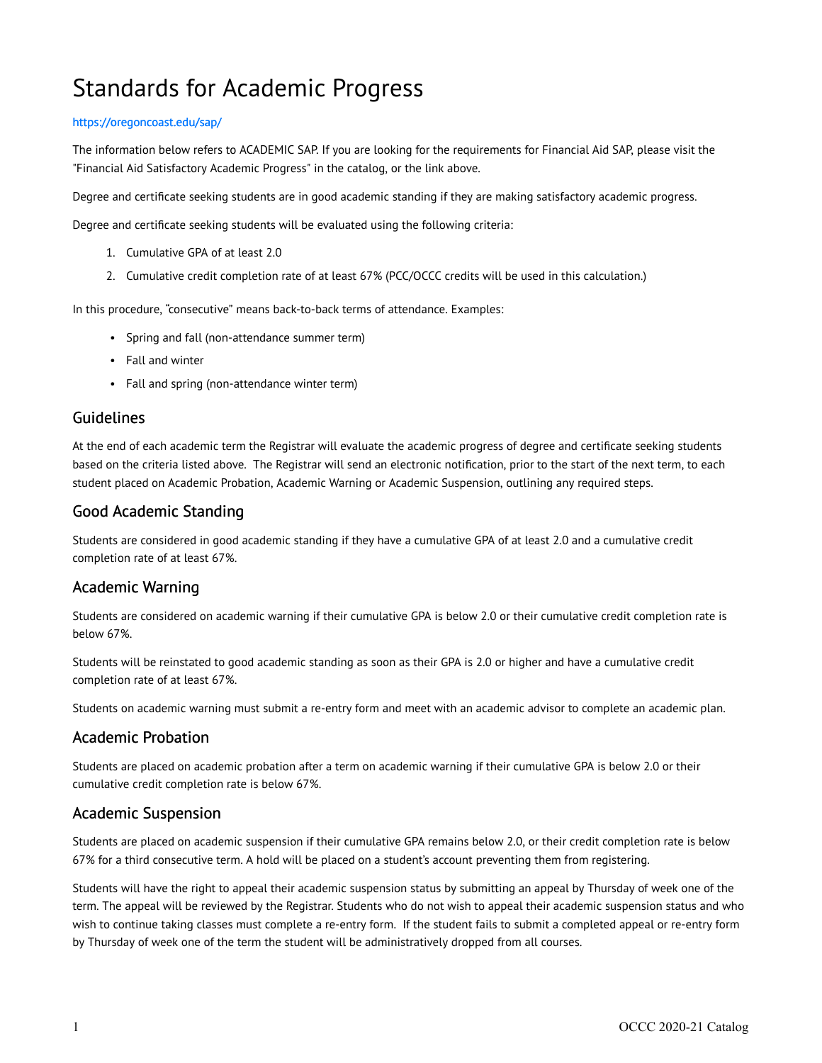# Standards for Academic Progress

https://oregoncoast.edu/sap/

The information below refers to ACADEMIC SAP. If you are looking for the requirements for Financial Aid SAP, please visit the "Financial Aid Satisfactory Academic Progress" in the catalog, or the link above.

Degree and certificate seeking students are in good academic standing if they are making satisfactory academic progress.

Degree and certificate seeking students will be evaluated using the following criteria:

1. Cumulative GPA of at least 2.0
2. Cumulative credit completion rate of at least 67% (PCC/OCCC credits will be used in this calculation.)

In this procedure, "consecutive" means back-to-back terms of attendance. Examples:

- Spring and fall (non-attendance summer term)
- Fall and winter
- Fall and spring (non-attendance winter term)

## Guidelines

At the end of each academic term the Registrar will evaluate the academic progress of degree and certificate seeking students based on the criteria listed above. The Registrar will send an electronic notification, prior to the start of the next term, to each student placed on Academic Probation, Academic Warning or Academic Suspension, outlining any required steps.

## Good Academic Standing

Students are considered in good academic standing if they have a cumulative GPA of at least 2.0 and a cumulative credit completion rate of at least 67%.

## Academic Warning

Students are considered on academic warning if their cumulative GPA is below 2.0 or their cumulative credit completion rate is below 67%.

Students will be reinstated to good academic standing as soon as their GPA is 2.0 or higher and have a cumulative credit completion rate of at least 67%.

Students on academic warning must submit a re-entry form and meet with an academic advisor to complete an academic plan.

## Academic Probation

Students are placed on academic probation after a term on academic warning if their cumulative GPA is below 2.0 or their cumulative credit completion rate is below 67%.

## Academic Suspension

Students are placed on academic suspension if their cumulative GPA remains below 2.0, or their credit completion rate is below 67% for a third consecutive term. A hold will be placed on a student's account preventing them from registering.

Students will have the right to appeal their academic suspension status by submitting an appeal by Thursday of week one of the term. The appeal will be reviewed by the Registrar. Students who do not wish to appeal their academic suspension status and who wish to continue taking classes must complete a re-entry form. If the student fails to submit a completed appeal or re-entry form by Thursday of week one of the term the student will be administratively dropped from all courses.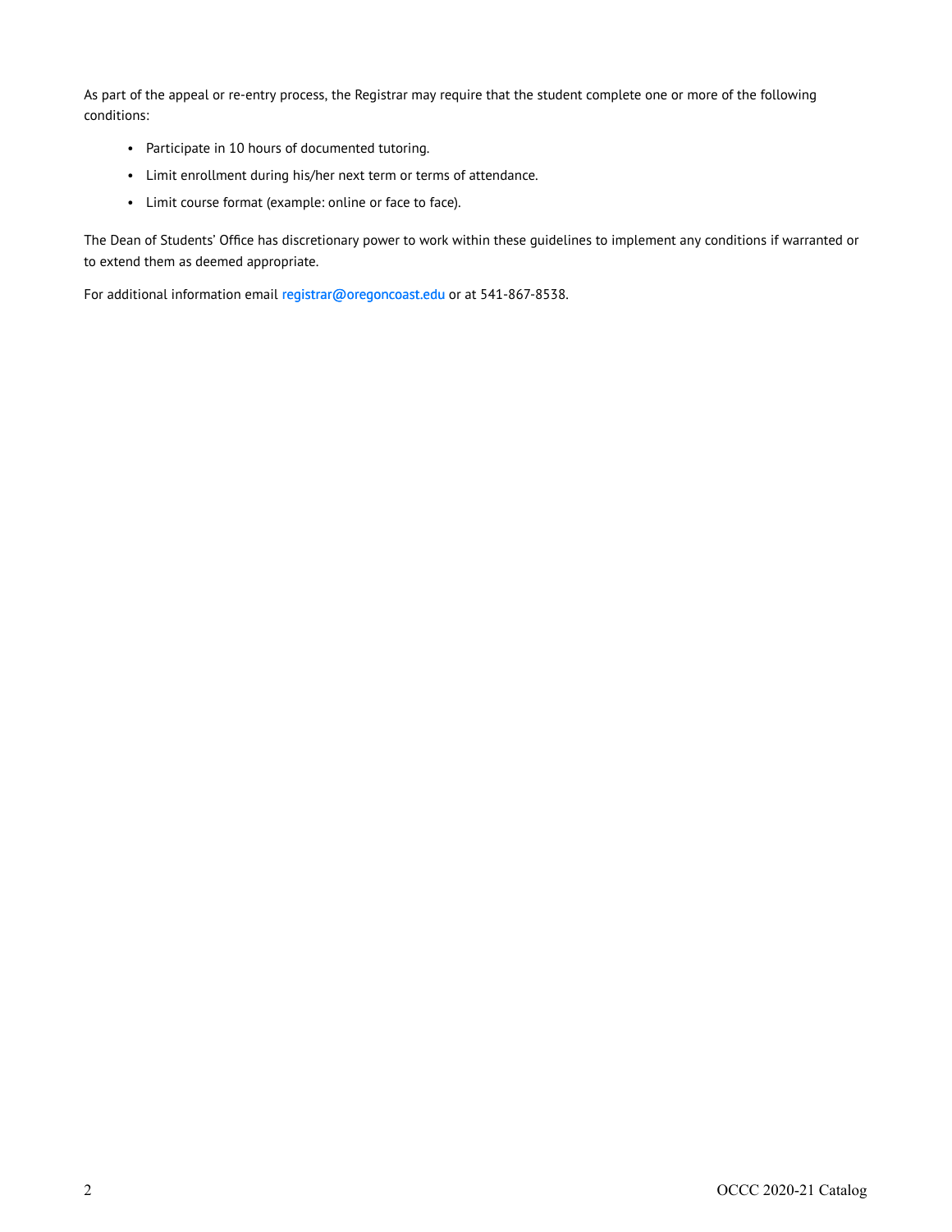As part of the appeal or re-entry process, the Registrar may require that the student complete one or more of the following conditions:

- Participate in 10 hours of documented tutoring.
- Limit enrollment during his/her next term or terms of attendance.
- Limit course format (example: online or face to face).

The Dean of Students' Office has discretionary power to work within these guidelines to implement any conditions if warranted or to extend them as deemed appropriate.

For additional information email registrar@oregoncoast.edu or at 541-867-8538.